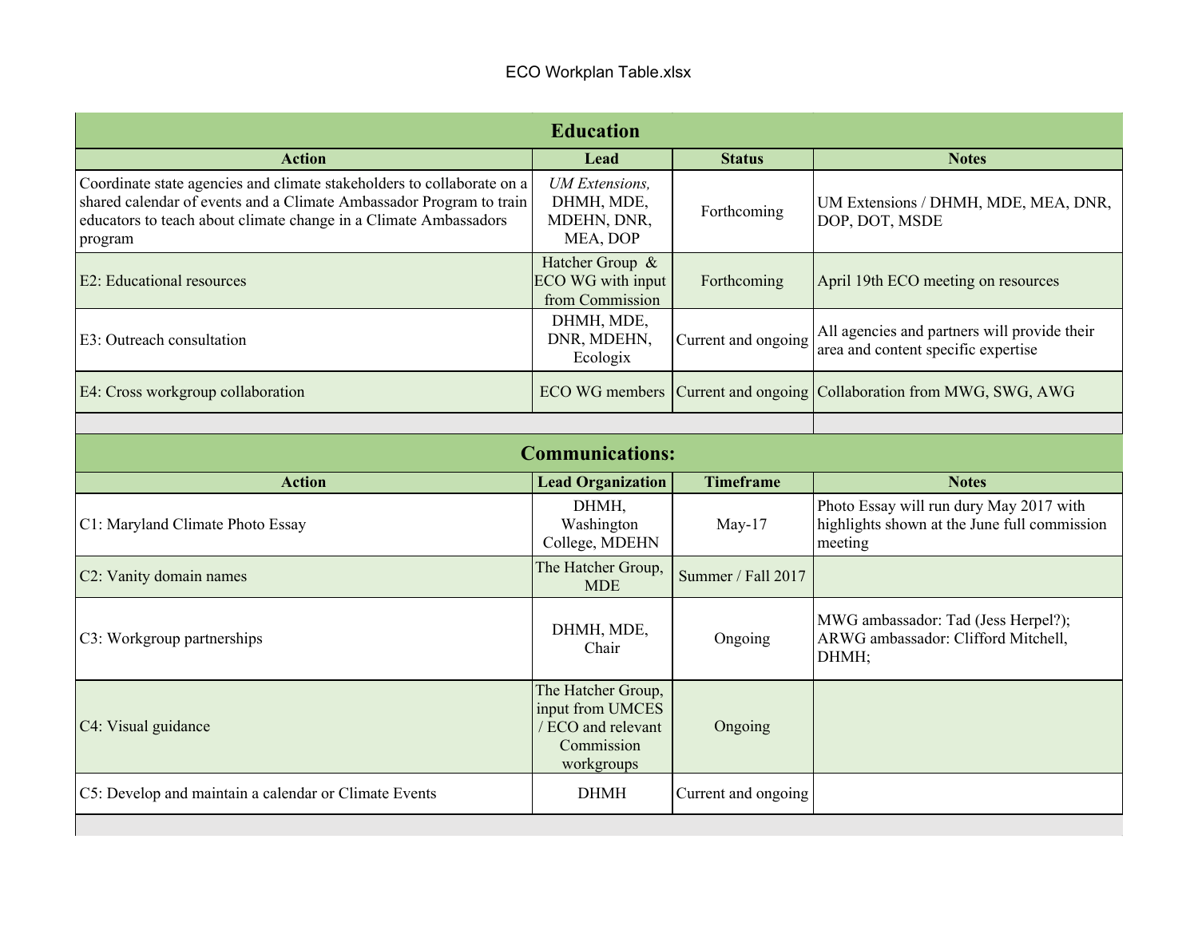ECO Workplan Table.xlsx

## Education

| Action | Lead | Status | Notes |
|---|---|---|---|
| Coordinate state agencies and climate stakeholders to collaborate on a shared calendar of events and a Climate Ambassador Program to train educators to teach about climate change in a Climate Ambassadors program | *UM Extensions,* DHMH, MDE, MDEHN, DNR, MEA, DOP | Forthcoming | UM Extensions / DHMH, MDE, MEA, DNR, DOP, DOT, MSDE |
| E2: Educational resources | Hatcher Group & ECO WG with input from Commission | Forthcoming | April 19th ECO meeting on resources |
| E3: Outreach consultation | DHMH, MDE, DNR, MDEHN, Ecologix | Current and ongoing | All agencies and partners will provide their area and content specific expertise |
| E4: Cross workgroup collaboration | ECO WG members | Current and ongoing | Collaboration from MWG, SWG, AWG |

## Communications:

| Action | Lead Organization | Timeframe | Notes |
|---|---|---|---|
| C1: Maryland Climate Photo Essay | DHMH, Washington College, MDEHN | May-17 | Photo Essay will run dury May 2017 with highlights shown at the June full commission meeting |
| C2: Vanity domain names | The Hatcher Group, MDE | Summer / Fall 2017 | |
| C3: Workgroup partnerships | DHMH, MDE, Chair | Ongoing | MWG ambassador: Tad (Jess Herpel?); ARWG ambassador: Clifford Mitchell, DHMH; |
| C4: Visual guidance | The Hatcher Group, input from UMCES / ECO and relevant Commission workgroups | Ongoing | |
| C5: Develop and maintain a calendar or Climate Events | DHMH | Current and ongoing | |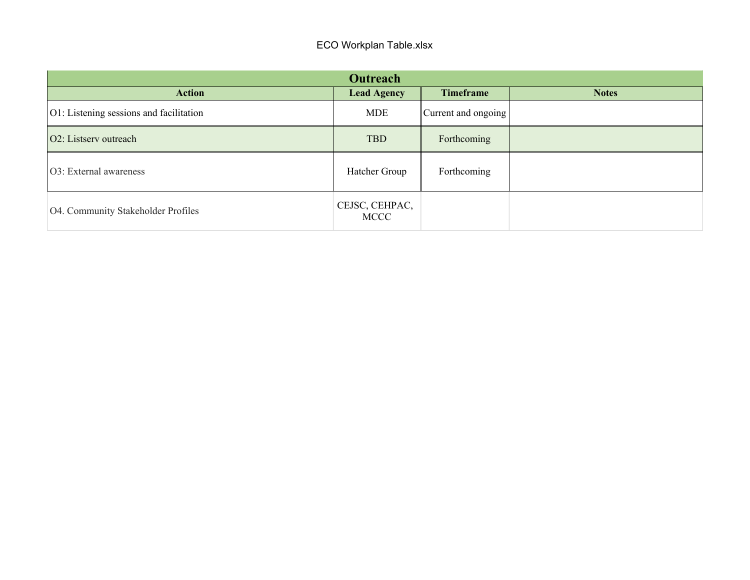ECO Workplan Table.xlsx

| Outreach | | | |
|---|---|---|---|
| **Action** | **Lead Agency** | **Timeframe** | **Notes** |
| O1: Listening sessions and facilitation | MDE | Current and ongoing | |
| O2: Listserv outreach | TBD | Forthcoming | |
| O3: External awareness | Hatcher Group | Forthcoming | |
| O4. Community Stakeholder Profiles | CEJSC, CEHPAC, MCCC | | |